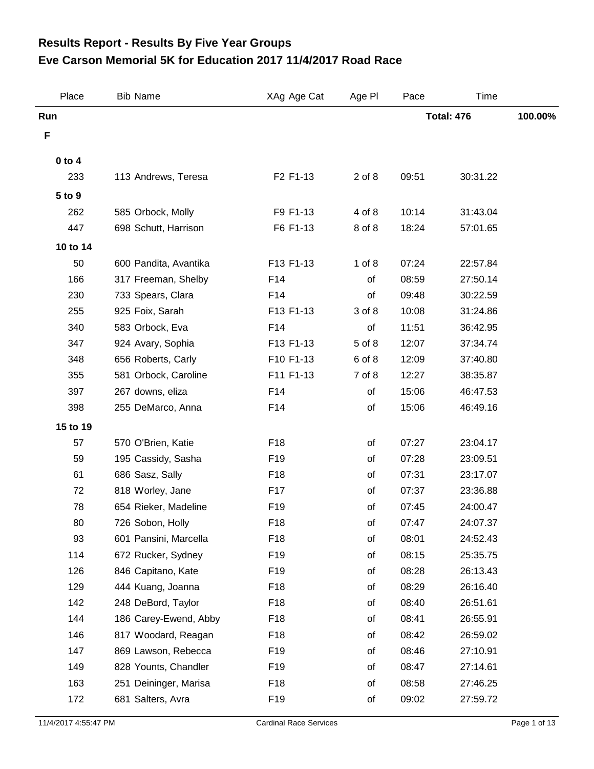# Results Report - Results By Five Year Groups
## Eve Carson Memorial 5K for Education 2017 11/4/2017 Road Race

| Place | Bib | Name | XAg | Age Cat | Age Pl | Pace | Time | |
|---|---|---|---|---|---|---|---|---|
| **Run** | | | | | | | **Total: 476** | **100.00%** |
| **F** | | | | | | | | |
| **0 to 4** | | | | | | | | |
| 233 | 113 | Andrews, Teresa | F2 | F1-13 | 2 of 8 | 09:51 | 30:31.22 | |
| **5 to 9** | | | | | | | | |
| 262 | 585 | Orbock, Molly | F9 | F1-13 | 4 of 8 | 10:14 | 31:43.04 | |
| 447 | 698 | Schutt, Harrison | F6 | F1-13 | 8 of 8 | 18:24 | 57:01.65 | |
| **10 to 14** | | | | | | | | |
| 50 | 600 | Pandita, Avantika | F13 | F1-13 | 1 of 8 | 07:24 | 22:57.84 | |
| 166 | 317 | Freeman, Shelby | F14 | | of | 08:59 | 27:50.14 | |
| 230 | 733 | Spears, Clara | F14 | | of | 09:48 | 30:22.59 | |
| 255 | 925 | Foix, Sarah | F13 | F1-13 | 3 of 8 | 10:08 | 31:24.86 | |
| 340 | 583 | Orbock, Eva | F14 | | of | 11:51 | 36:42.95 | |
| 347 | 924 | Avary, Sophia | F13 | F1-13 | 5 of 8 | 12:07 | 37:34.74 | |
| 348 | 656 | Roberts, Carly | F10 | F1-13 | 6 of 8 | 12:09 | 37:40.80 | |
| 355 | 581 | Orbock, Caroline | F11 | F1-13 | 7 of 8 | 12:27 | 38:35.87 | |
| 397 | 267 | downs, eliza | F14 | | of | 15:06 | 46:47.53 | |
| 398 | 255 | DeMarco, Anna | F14 | | of | 15:06 | 46:49.16 | |
| **15 to 19** | | | | | | | | |
| 57 | 570 | O'Brien, Katie | F18 | | of | 07:27 | 23:04.17 | |
| 59 | 195 | Cassidy, Sasha | F19 | | of | 07:28 | 23:09.51 | |
| 61 | 686 | Sasz, Sally | F18 | | of | 07:31 | 23:17.07 | |
| 72 | 818 | Worley, Jane | F17 | | of | 07:37 | 23:36.88 | |
| 78 | 654 | Rieker, Madeline | F19 | | of | 07:45 | 24:00.47 | |
| 80 | 726 | Sobon, Holly | F18 | | of | 07:47 | 24:07.37 | |
| 93 | 601 | Pansini, Marcella | F18 | | of | 08:01 | 24:52.43 | |
| 114 | 672 | Rucker, Sydney | F19 | | of | 08:15 | 25:35.75 | |
| 126 | 846 | Capitano, Kate | F19 | | of | 08:28 | 26:13.43 | |
| 129 | 444 | Kuang, Joanna | F18 | | of | 08:29 | 26:16.40 | |
| 142 | 248 | DeBord, Taylor | F18 | | of | 08:40 | 26:51.61 | |
| 144 | 186 | Carey-Ewend, Abby | F18 | | of | 08:41 | 26:55.91 | |
| 146 | 817 | Woodard, Reagan | F18 | | of | 08:42 | 26:59.02 | |
| 147 | 869 | Lawson, Rebecca | F19 | | of | 08:46 | 27:10.91 | |
| 149 | 828 | Younts, Chandler | F19 | | of | 08:47 | 27:14.61 | |
| 163 | 251 | Deininger, Marisa | F18 | | of | 08:58 | 27:46.25 | |
| 172 | 681 | Salters, Avra | F19 | | of | 09:02 | 27:59.72 | |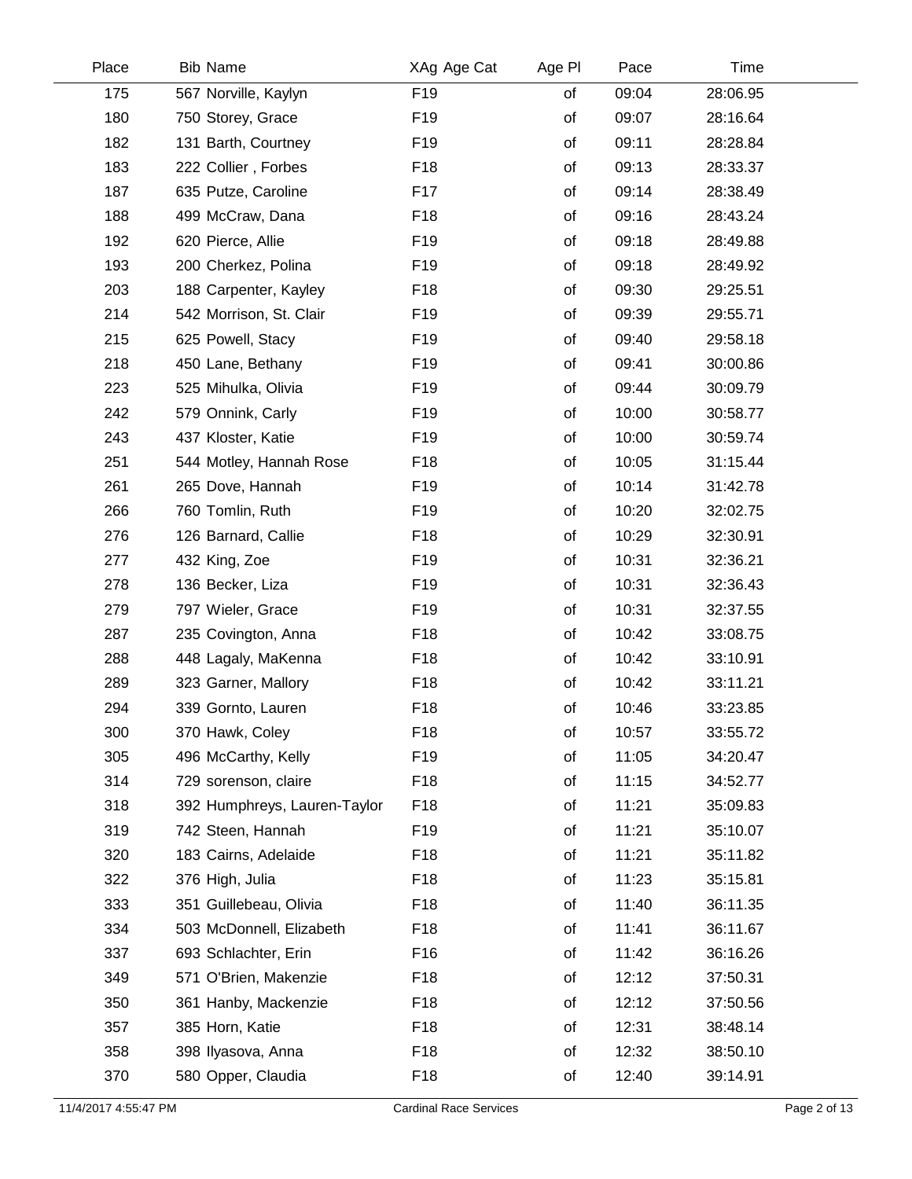| Place | Bib | Name | XAg | Age Cat | Age Pl | Pace | Time |
|---|---|---|---|---|---|---|---|
| 175 | 567 | Norville, Kaylyn | F19 | | of | 09:04 | 28:06.95 |
| 180 | 750 | Storey, Grace | F19 | | of | 09:07 | 28:16.64 |
| 182 | 131 | Barth, Courtney | F19 | | of | 09:11 | 28:28.84 |
| 183 | 222 | Collier , Forbes | F18 | | of | 09:13 | 28:33.37 |
| 187 | 635 | Putze, Caroline | F17 | | of | 09:14 | 28:38.49 |
| 188 | 499 | McCraw, Dana | F18 | | of | 09:16 | 28:43.24 |
| 192 | 620 | Pierce, Allie | F19 | | of | 09:18 | 28:49.88 |
| 193 | 200 | Cherkez, Polina | F19 | | of | 09:18 | 28:49.92 |
| 203 | 188 | Carpenter, Kayley | F18 | | of | 09:30 | 29:25.51 |
| 214 | 542 | Morrison, St. Clair | F19 | | of | 09:39 | 29:55.71 |
| 215 | 625 | Powell, Stacy | F19 | | of | 09:40 | 29:58.18 |
| 218 | 450 | Lane, Bethany | F19 | | of | 09:41 | 30:00.86 |
| 223 | 525 | Mihulka, Olivia | F19 | | of | 09:44 | 30:09.79 |
| 242 | 579 | Onnink, Carly | F19 | | of | 10:00 | 30:58.77 |
| 243 | 437 | Kloster, Katie | F19 | | of | 10:00 | 30:59.74 |
| 251 | 544 | Motley, Hannah Rose | F18 | | of | 10:05 | 31:15.44 |
| 261 | 265 | Dove, Hannah | F19 | | of | 10:14 | 31:42.78 |
| 266 | 760 | Tomlin, Ruth | F19 | | of | 10:20 | 32:02.75 |
| 276 | 126 | Barnard, Callie | F18 | | of | 10:29 | 32:30.91 |
| 277 | 432 | King, Zoe | F19 | | of | 10:31 | 32:36.21 |
| 278 | 136 | Becker, Liza | F19 | | of | 10:31 | 32:36.43 |
| 279 | 797 | Wieler, Grace | F19 | | of | 10:31 | 32:37.55 |
| 287 | 235 | Covington, Anna | F18 | | of | 10:42 | 33:08.75 |
| 288 | 448 | Lagaly, MaKenna | F18 | | of | 10:42 | 33:10.91 |
| 289 | 323 | Garner, Mallory | F18 | | of | 10:42 | 33:11.21 |
| 294 | 339 | Gornto, Lauren | F18 | | of | 10:46 | 33:23.85 |
| 300 | 370 | Hawk, Coley | F18 | | of | 10:57 | 33:55.72 |
| 305 | 496 | McCarthy, Kelly | F19 | | of | 11:05 | 34:20.47 |
| 314 | 729 | sorenson, claire | F18 | | of | 11:15 | 34:52.77 |
| 318 | 392 | Humphreys, Lauren-Taylor | F18 | | of | 11:21 | 35:09.83 |
| 319 | 742 | Steen, Hannah | F19 | | of | 11:21 | 35:10.07 |
| 320 | 183 | Cairns, Adelaide | F18 | | of | 11:21 | 35:11.82 |
| 322 | 376 | High, Julia | F18 | | of | 11:23 | 35:15.81 |
| 333 | 351 | Guillebeau, Olivia | F18 | | of | 11:40 | 36:11.35 |
| 334 | 503 | McDonnell, Elizabeth | F18 | | of | 11:41 | 36:11.67 |
| 337 | 693 | Schlachter, Erin | F16 | | of | 11:42 | 36:16.26 |
| 349 | 571 | O'Brien, Makenzie | F18 | | of | 12:12 | 37:50.31 |
| 350 | 361 | Hanby, Mackenzie | F18 | | of | 12:12 | 37:50.56 |
| 357 | 385 | Horn, Katie | F18 | | of | 12:31 | 38:48.14 |
| 358 | 398 | Ilyasova, Anna | F18 | | of | 12:32 | 38:50.10 |
| 370 | 580 | Opper, Claudia | F18 | | of | 12:40 | 39:14.91 |

11/4/2017 4:55:47 PM Cardinal Race Services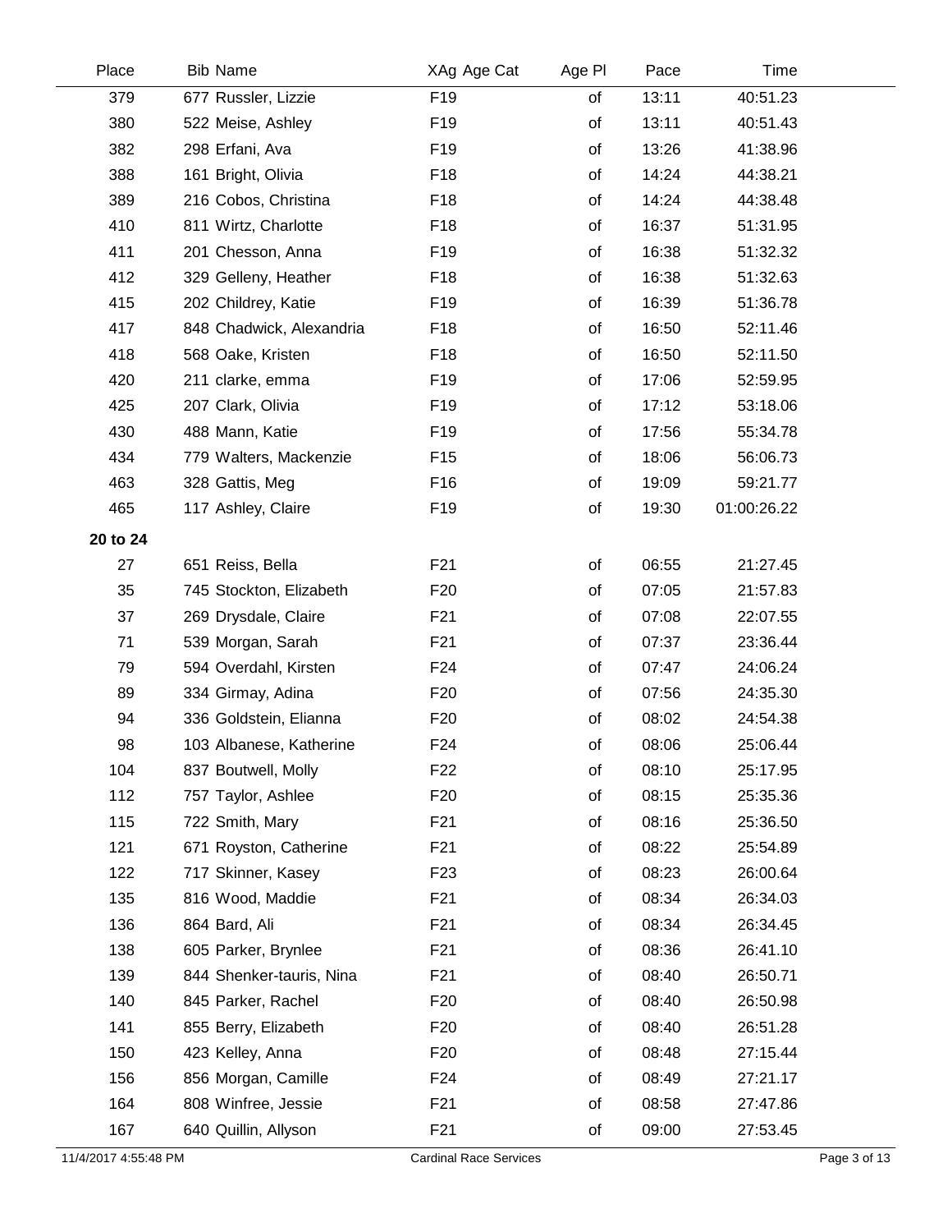| Place | Bib | Name | XAg | Age Cat | Age Pl | Pace | Time |
|---|---|---|---|---|---|---|---|
| 379 | 677 | Russler, Lizzie | F19 | | of | 13:11 | 40:51.23 |
| 380 | 522 | Meise, Ashley | F19 | | of | 13:11 | 40:51.43 |
| 382 | 298 | Erfani, Ava | F19 | | of | 13:26 | 41:38.96 |
| 388 | 161 | Bright, Olivia | F18 | | of | 14:24 | 44:38.21 |
| 389 | 216 | Cobos, Christina | F18 | | of | 14:24 | 44:38.48 |
| 410 | 811 | Wirtz, Charlotte | F18 | | of | 16:37 | 51:31.95 |
| 411 | 201 | Chesson, Anna | F19 | | of | 16:38 | 51:32.32 |
| 412 | 329 | Gelleny, Heather | F18 | | of | 16:38 | 51:32.63 |
| 415 | 202 | Childrey, Katie | F19 | | of | 16:39 | 51:36.78 |
| 417 | 848 | Chadwick, Alexandria | F18 | | of | 16:50 | 52:11.46 |
| 418 | 568 | Oake, Kristen | F18 | | of | 16:50 | 52:11.50 |
| 420 | 211 | clarke, emma | F19 | | of | 17:06 | 52:59.95 |
| 425 | 207 | Clark, Olivia | F19 | | of | 17:12 | 53:18.06 |
| 430 | 488 | Mann, Katie | F19 | | of | 17:56 | 55:34.78 |
| 434 | 779 | Walters, Mackenzie | F15 | | of | 18:06 | 56:06.73 |
| 463 | 328 | Gattis, Meg | F16 | | of | 19:09 | 59:21.77 |
| 465 | 117 | Ashley, Claire | F19 | | of | 19:30 | 01:00:26.22 |
| **20 to 24** | | | | | | | |
| 27 | 651 | Reiss, Bella | F21 | | of | 06:55 | 21:27.45 |
| 35 | 745 | Stockton, Elizabeth | F20 | | of | 07:05 | 21:57.83 |
| 37 | 269 | Drysdale, Claire | F21 | | of | 07:08 | 22:07.55 |
| 71 | 539 | Morgan, Sarah | F21 | | of | 07:37 | 23:36.44 |
| 79 | 594 | Overdahl, Kirsten | F24 | | of | 07:47 | 24:06.24 |
| 89 | 334 | Girmay, Adina | F20 | | of | 07:56 | 24:35.30 |
| 94 | 336 | Goldstein, Elianna | F20 | | of | 08:02 | 24:54.38 |
| 98 | 103 | Albanese, Katherine | F24 | | of | 08:06 | 25:06.44 |
| 104 | 837 | Boutwell, Molly | F22 | | of | 08:10 | 25:17.95 |
| 112 | 757 | Taylor, Ashlee | F20 | | of | 08:15 | 25:35.36 |
| 115 | 722 | Smith, Mary | F21 | | of | 08:16 | 25:36.50 |
| 121 | 671 | Royston, Catherine | F21 | | of | 08:22 | 25:54.89 |
| 122 | 717 | Skinner, Kasey | F23 | | of | 08:23 | 26:00.64 |
| 135 | 816 | Wood, Maddie | F21 | | of | 08:34 | 26:34.03 |
| 136 | 864 | Bard, Ali | F21 | | of | 08:34 | 26:34.45 |
| 138 | 605 | Parker, Brynlee | F21 | | of | 08:36 | 26:41.10 |
| 139 | 844 | Shenker-tauris, Nina | F21 | | of | 08:40 | 26:50.71 |
| 140 | 845 | Parker, Rachel | F20 | | of | 08:40 | 26:50.98 |
| 141 | 855 | Berry, Elizabeth | F20 | | of | 08:40 | 26:51.28 |
| 150 | 423 | Kelley, Anna | F20 | | of | 08:48 | 27:15.44 |
| 156 | 856 | Morgan, Camille | F24 | | of | 08:49 | 27:21.17 |
| 164 | 808 | Winfree, Jessie | F21 | | of | 08:58 | 27:47.86 |
| 167 | 640 | Quillin, Allyson | F21 | | of | 09:00 | 27:53.45 |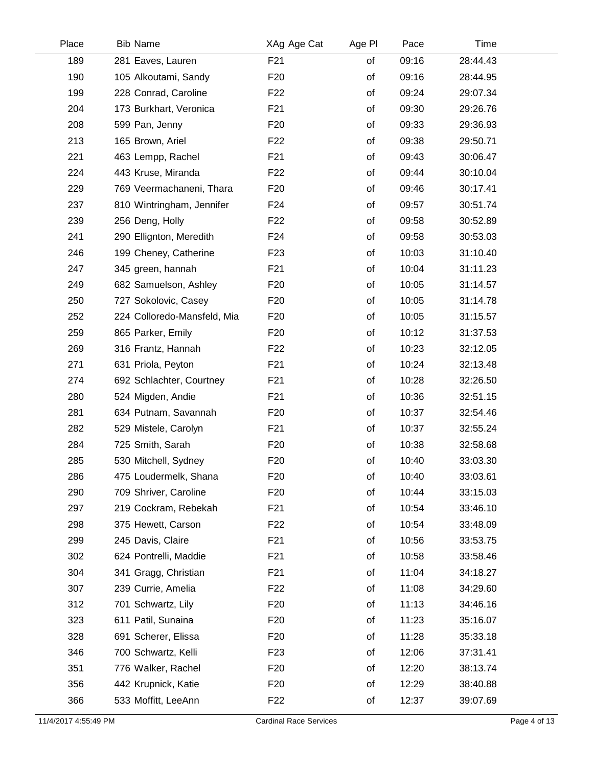| Place | Bib | Name | XAg | Age Cat | Age Pl | Pace | Time |
|---|---|---|---|---|---|---|---|
| 189 | 281 | Eaves, Lauren | F21 | | of | 09:16 | 28:44.43 |
| 190 | 105 | Alkoutami, Sandy | F20 | | of | 09:16 | 28:44.95 |
| 199 | 228 | Conrad, Caroline | F22 | | of | 09:24 | 29:07.34 |
| 204 | 173 | Burkhart, Veronica | F21 | | of | 09:30 | 29:26.76 |
| 208 | 599 | Pan, Jenny | F20 | | of | 09:33 | 29:36.93 |
| 213 | 165 | Brown, Ariel | F22 | | of | 09:38 | 29:50.71 |
| 221 | 463 | Lempp, Rachel | F21 | | of | 09:43 | 30:06.47 |
| 224 | 443 | Kruse, Miranda | F22 | | of | 09:44 | 30:10.04 |
| 229 | 769 | Veermachaneni, Thara | F20 | | of | 09:46 | 30:17.41 |
| 237 | 810 | Wintringham, Jennifer | F24 | | of | 09:57 | 30:51.74 |
| 239 | 256 | Deng, Holly | F22 | | of | 09:58 | 30:52.89 |
| 241 | 290 | Ellignton, Meredith | F24 | | of | 09:58 | 30:53.03 |
| 246 | 199 | Cheney, Catherine | F23 | | of | 10:03 | 31:10.40 |
| 247 | 345 | green, hannah | F21 | | of | 10:04 | 31:11.23 |
| 249 | 682 | Samuelson, Ashley | F20 | | of | 10:05 | 31:14.57 |
| 250 | 727 | Sokolovic, Casey | F20 | | of | 10:05 | 31:14.78 |
| 252 | 224 | Colloredo-Mansfeld, Mia | F20 | | of | 10:05 | 31:15.57 |
| 259 | 865 | Parker, Emily | F20 | | of | 10:12 | 31:37.53 |
| 269 | 316 | Frantz, Hannah | F22 | | of | 10:23 | 32:12.05 |
| 271 | 631 | Priola, Peyton | F21 | | of | 10:24 | 32:13.48 |
| 274 | 692 | Schlachter, Courtney | F21 | | of | 10:28 | 32:26.50 |
| 280 | 524 | Migden, Andie | F21 | | of | 10:36 | 32:51.15 |
| 281 | 634 | Putnam, Savannah | F20 | | of | 10:37 | 32:54.46 |
| 282 | 529 | Mistele, Carolyn | F21 | | of | 10:37 | 32:55.24 |
| 284 | 725 | Smith, Sarah | F20 | | of | 10:38 | 32:58.68 |
| 285 | 530 | Mitchell, Sydney | F20 | | of | 10:40 | 33:03.30 |
| 286 | 475 | Loudermelk, Shana | F20 | | of | 10:40 | 33:03.61 |
| 290 | 709 | Shriver, Caroline | F20 | | of | 10:44 | 33:15.03 |
| 297 | 219 | Cockram, Rebekah | F21 | | of | 10:54 | 33:46.10 |
| 298 | 375 | Hewett, Carson | F22 | | of | 10:54 | 33:48.09 |
| 299 | 245 | Davis, Claire | F21 | | of | 10:56 | 33:53.75 |
| 302 | 624 | Pontrelli, Maddie | F21 | | of | 10:58 | 33:58.46 |
| 304 | 341 | Gragg, Christian | F21 | | of | 11:04 | 34:18.27 |
| 307 | 239 | Currie, Amelia | F22 | | of | 11:08 | 34:29.60 |
| 312 | 701 | Schwartz, Lily | F20 | | of | 11:13 | 34:46.16 |
| 323 | 611 | Patil, Sunaina | F20 | | of | 11:23 | 35:16.07 |
| 328 | 691 | Scherer, Elissa | F20 | | of | 11:28 | 35:33.18 |
| 346 | 700 | Schwartz, Kelli | F23 | | of | 12:06 | 37:31.41 |
| 351 | 776 | Walker, Rachel | F20 | | of | 12:20 | 38:13.74 |
| 356 | 442 | Krupnick, Katie | F20 | | of | 12:29 | 38:40.88 |
| 366 | 533 | Moffitt, LeeAnn | F22 | | of | 12:37 | 39:07.69 |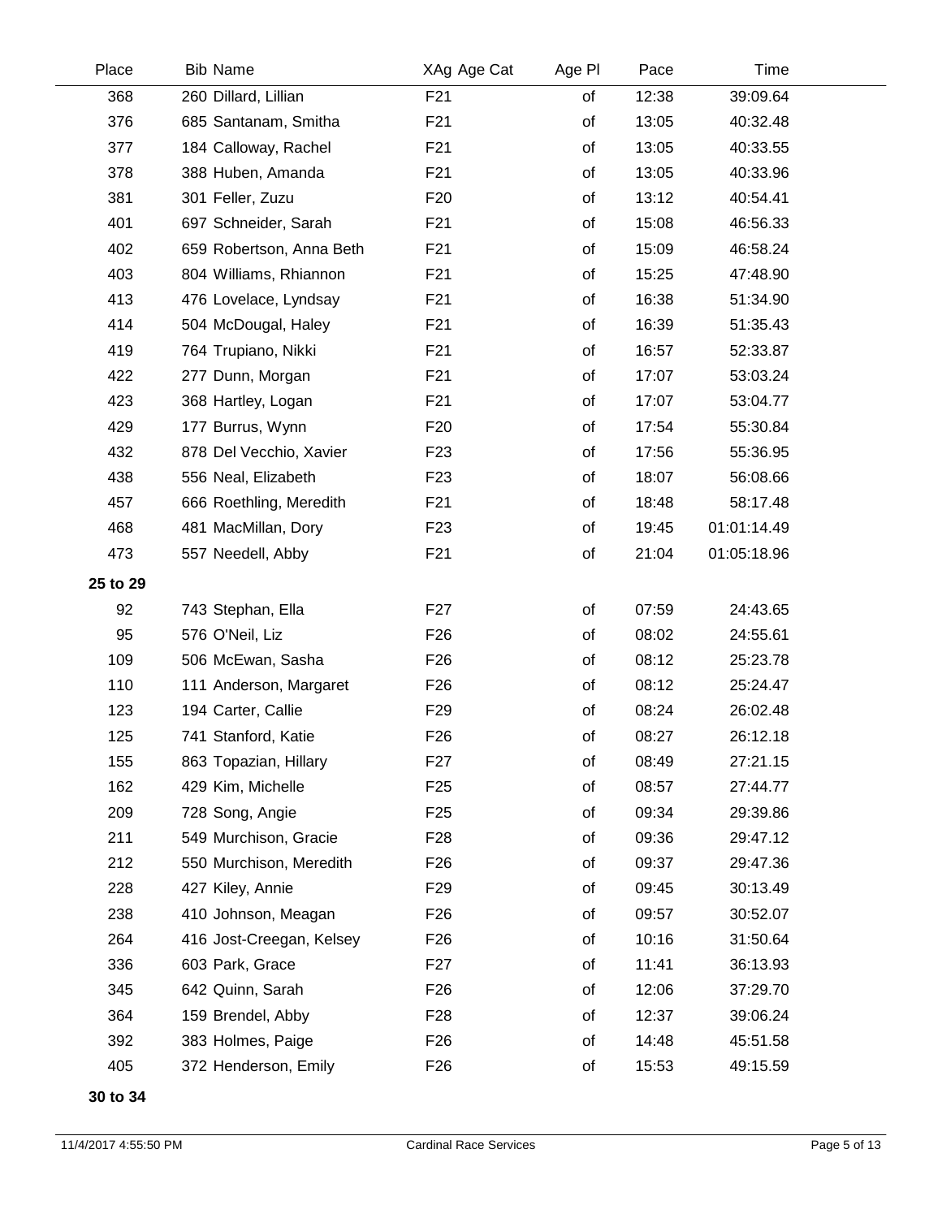| Place | Bib | Name | XAg Age Cat | Age Pl | Pace | Time |
|---|---|---|---|---|---|---|
| 368 | 260 | Dillard, Lillian | F21 | of | 12:38 | 39:09.64 |
| 376 | 685 | Santanam, Smitha | F21 | of | 13:05 | 40:32.48 |
| 377 | 184 | Calloway, Rachel | F21 | of | 13:05 | 40:33.55 |
| 378 | 388 | Huben, Amanda | F21 | of | 13:05 | 40:33.96 |
| 381 | 301 | Feller, Zuzu | F20 | of | 13:12 | 40:54.41 |
| 401 | 697 | Schneider, Sarah | F21 | of | 15:08 | 46:56.33 |
| 402 | 659 | Robertson, Anna Beth | F21 | of | 15:09 | 46:58.24 |
| 403 | 804 | Williams, Rhiannon | F21 | of | 15:25 | 47:48.90 |
| 413 | 476 | Lovelace, Lyndsay | F21 | of | 16:38 | 51:34.90 |
| 414 | 504 | McDougal, Haley | F21 | of | 16:39 | 51:35.43 |
| 419 | 764 | Trupiano, Nikki | F21 | of | 16:57 | 52:33.87 |
| 422 | 277 | Dunn, Morgan | F21 | of | 17:07 | 53:03.24 |
| 423 | 368 | Hartley, Logan | F21 | of | 17:07 | 53:04.77 |
| 429 | 177 | Burrus, Wynn | F20 | of | 17:54 | 55:30.84 |
| 432 | 878 | Del Vecchio, Xavier | F23 | of | 17:56 | 55:36.95 |
| 438 | 556 | Neal, Elizabeth | F23 | of | 18:07 | 56:08.66 |
| 457 | 666 | Roethling, Meredith | F21 | of | 18:48 | 58:17.48 |
| 468 | 481 | MacMillan, Dory | F23 | of | 19:45 | 01:01:14.49 |
| 473 | 557 | Needell, Abby | F21 | of | 21:04 | 01:05:18.96 |
| **25 to 29** | | | | | | |
| 92 | 743 | Stephan, Ella | F27 | of | 07:59 | 24:43.65 |
| 95 | 576 | O'Neil, Liz | F26 | of | 08:02 | 24:55.61 |
| 109 | 506 | McEwan, Sasha | F26 | of | 08:12 | 25:23.78 |
| 110 | 111 | Anderson, Margaret | F26 | of | 08:12 | 25:24.47 |
| 123 | 194 | Carter, Callie | F29 | of | 08:24 | 26:02.48 |
| 125 | 741 | Stanford, Katie | F26 | of | 08:27 | 26:12.18 |
| 155 | 863 | Topazian, Hillary | F27 | of | 08:49 | 27:21.15 |
| 162 | 429 | Kim, Michelle | F25 | of | 08:57 | 27:44.77 |
| 209 | 728 | Song, Angie | F25 | of | 09:34 | 29:39.86 |
| 211 | 549 | Murchison, Gracie | F28 | of | 09:36 | 29:47.12 |
| 212 | 550 | Murchison, Meredith | F26 | of | 09:37 | 29:47.36 |
| 228 | 427 | Kiley, Annie | F29 | of | 09:45 | 30:13.49 |
| 238 | 410 | Johnson, Meagan | F26 | of | 09:57 | 30:52.07 |
| 264 | 416 | Jost-Creegan, Kelsey | F26 | of | 10:16 | 31:50.64 |
| 336 | 603 | Park, Grace | F27 | of | 11:41 | 36:13.93 |
| 345 | 642 | Quinn, Sarah | F26 | of | 12:06 | 37:29.70 |
| 364 | 159 | Brendel, Abby | F28 | of | 12:37 | 39:06.24 |
| 392 | 383 | Holmes, Paige | F26 | of | 14:48 | 45:51.58 |
| 405 | 372 | Henderson, Emily | F26 | of | 15:53 | 49:15.59 |

**30 to 34**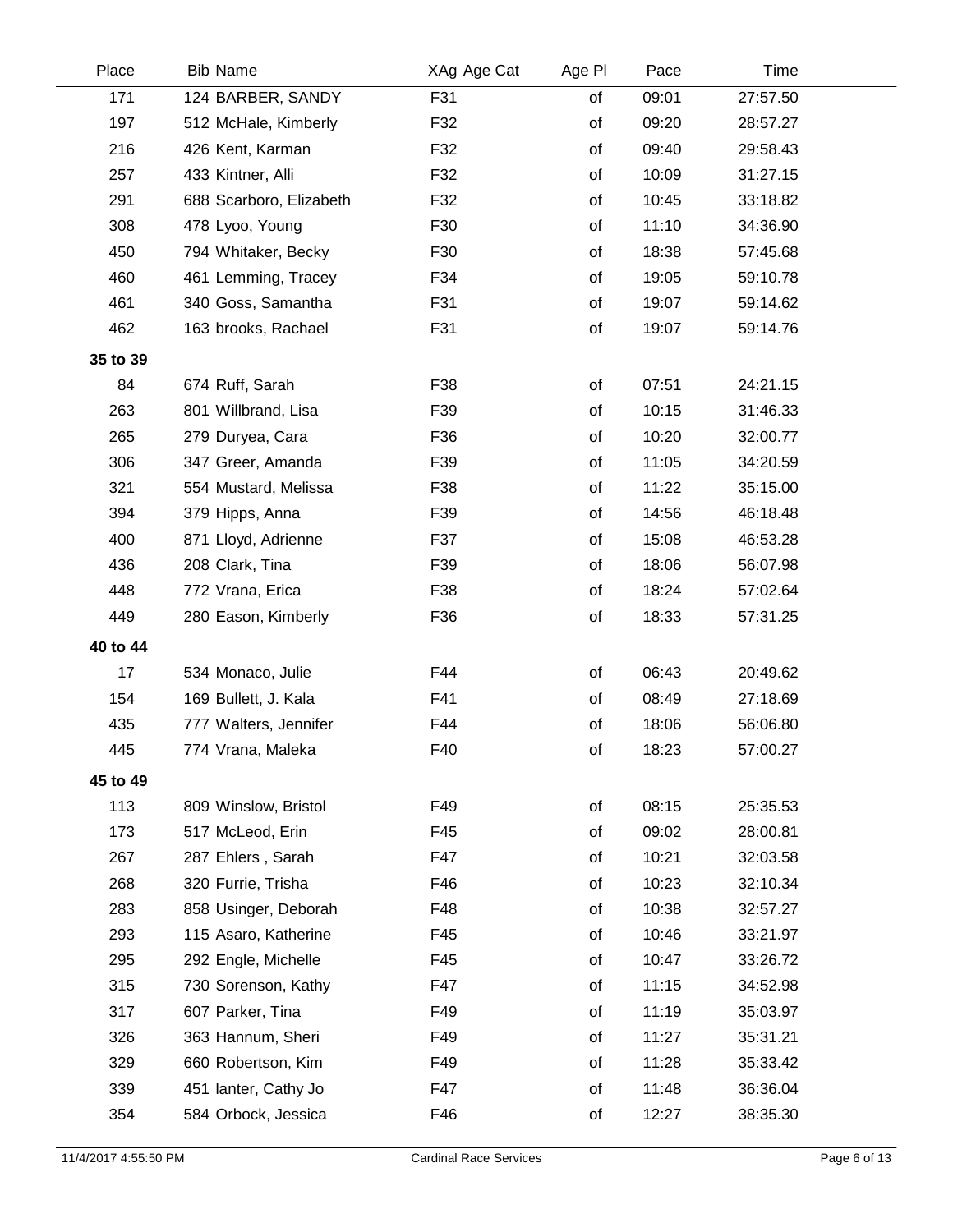| Place | Bib | Name | XAg | Age Cat | Age Pl | Pace | Time |
|---|---|---|---|---|---|---|---|
| 171 | 124 | BARBER, SANDY | F31 | | of | 09:01 | 27:57.50 |
| 197 | 512 | McHale, Kimberly | F32 | | of | 09:20 | 28:57.27 |
| 216 | 426 | Kent, Karman | F32 | | of | 09:40 | 29:58.43 |
| 257 | 433 | Kintner, Alli | F32 | | of | 10:09 | 31:27.15 |
| 291 | 688 | Scarboro, Elizabeth | F32 | | of | 10:45 | 33:18.82 |
| 308 | 478 | Lyoo, Young | F30 | | of | 11:10 | 34:36.90 |
| 450 | 794 | Whitaker, Becky | F30 | | of | 18:38 | 57:45.68 |
| 460 | 461 | Lemming, Tracey | F34 | | of | 19:05 | 59:10.78 |
| 461 | 340 | Goss, Samantha | F31 | | of | 19:07 | 59:14.62 |
| 462 | 163 | brooks, Rachael | F31 | | of | 19:07 | 59:14.76 |
| **35 to 39** | | | | | | | |
| 84 | 674 | Ruff, Sarah | F38 | | of | 07:51 | 24:21.15 |
| 263 | 801 | Willbrand, Lisa | F39 | | of | 10:15 | 31:46.33 |
| 265 | 279 | Duryea, Cara | F36 | | of | 10:20 | 32:00.77 |
| 306 | 347 | Greer, Amanda | F39 | | of | 11:05 | 34:20.59 |
| 321 | 554 | Mustard, Melissa | F38 | | of | 11:22 | 35:15.00 |
| 394 | 379 | Hipps, Anna | F39 | | of | 14:56 | 46:18.48 |
| 400 | 871 | Lloyd, Adrienne | F37 | | of | 15:08 | 46:53.28 |
| 436 | 208 | Clark, Tina | F39 | | of | 18:06 | 56:07.98 |
| 448 | 772 | Vrana, Erica | F38 | | of | 18:24 | 57:02.64 |
| 449 | 280 | Eason, Kimberly | F36 | | of | 18:33 | 57:31.25 |
| **40 to 44** | | | | | | | |
| 17 | 534 | Monaco, Julie | F44 | | of | 06:43 | 20:49.62 |
| 154 | 169 | Bullett, J. Kala | F41 | | of | 08:49 | 27:18.69 |
| 435 | 777 | Walters, Jennifer | F44 | | of | 18:06 | 56:06.80 |
| 445 | 774 | Vrana, Maleka | F40 | | of | 18:23 | 57:00.27 |
| **45 to 49** | | | | | | | |
| 113 | 809 | Winslow, Bristol | F49 | | of | 08:15 | 25:35.53 |
| 173 | 517 | McLeod, Erin | F45 | | of | 09:02 | 28:00.81 |
| 267 | 287 | Ehlers , Sarah | F47 | | of | 10:21 | 32:03.58 |
| 268 | 320 | Furrie, Trisha | F46 | | of | 10:23 | 32:10.34 |
| 283 | 858 | Usinger, Deborah | F48 | | of | 10:38 | 32:57.27 |
| 293 | 115 | Asaro, Katherine | F45 | | of | 10:46 | 33:21.97 |
| 295 | 292 | Engle, Michelle | F45 | | of | 10:47 | 33:26.72 |
| 315 | 730 | Sorenson, Kathy | F47 | | of | 11:15 | 34:52.98 |
| 317 | 607 | Parker, Tina | F49 | | of | 11:19 | 35:03.97 |
| 326 | 363 | Hannum, Sheri | F49 | | of | 11:27 | 35:31.21 |
| 329 | 660 | Robertson, Kim | F49 | | of | 11:28 | 35:33.42 |
| 339 | 451 | lanter, Cathy Jo | F47 | | of | 11:48 | 36:36.04 |
| 354 | 584 | Orbock, Jessica | F46 | | of | 12:27 | 38:35.30 |

11/4/2017 4:55:50 PM Cardinal Race Services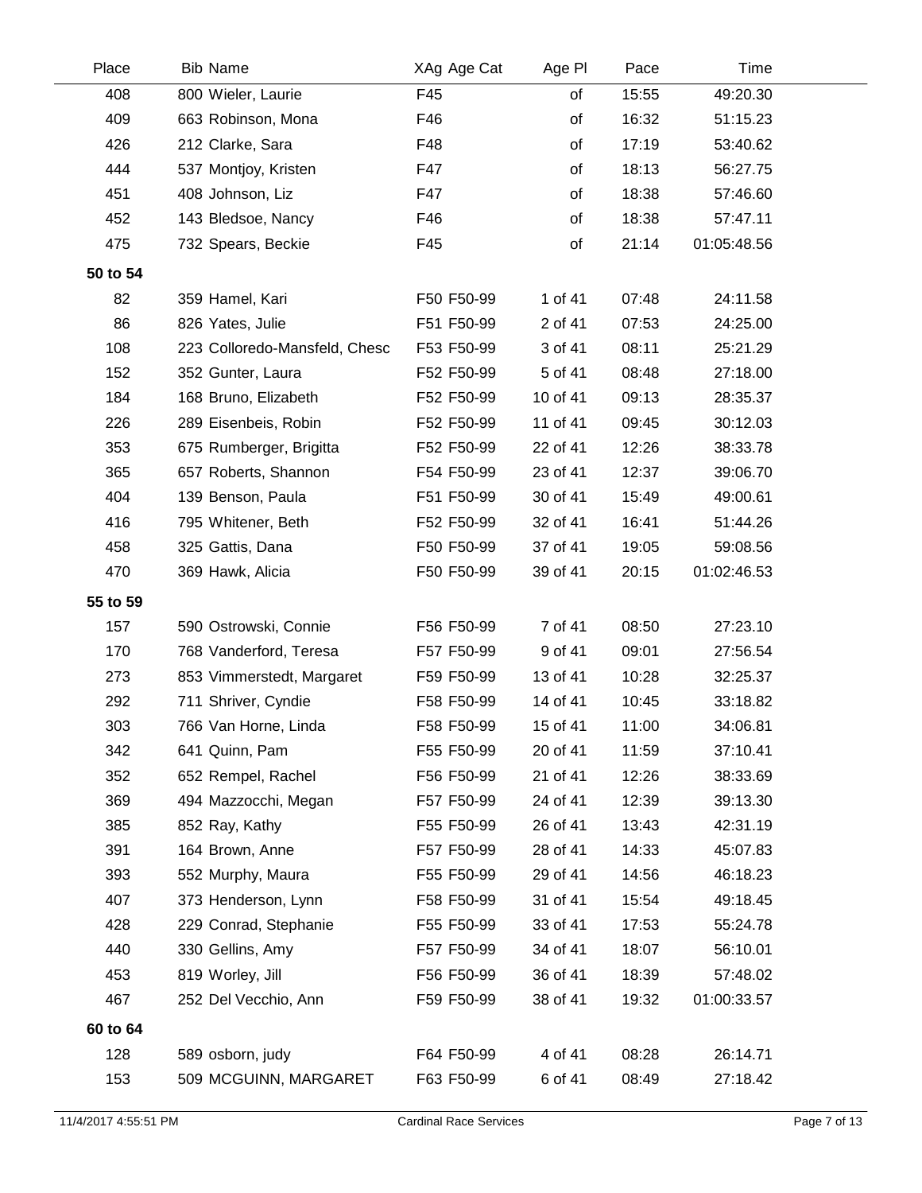| Place | Bib Name | XAg Age Cat | Age Pl | Pace | Time |
|---|---|---|---|---|---|
| 408 | 800 Wieler, Laurie | F45 | of | 15:55 | 49:20.30 |
| 409 | 663 Robinson, Mona | F46 | of | 16:32 | 51:15.23 |
| 426 | 212 Clarke, Sara | F48 | of | 17:19 | 53:40.62 |
| 444 | 537 Montjoy, Kristen | F47 | of | 18:13 | 56:27.75 |
| 451 | 408 Johnson, Liz | F47 | of | 18:38 | 57:46.60 |
| 452 | 143 Bledsoe, Nancy | F46 | of | 18:38 | 57:47.11 |
| 475 | 732 Spears, Beckie | F45 | of | 21:14 | 01:05:48.56 |
| **50 to 54** | | | | | |
| 82 | 359 Hamel, Kari | F50 F50-99 | 1 of 41 | 07:48 | 24:11.58 |
| 86 | 826 Yates, Julie | F51 F50-99 | 2 of 41 | 07:53 | 24:25.00 |
| 108 | 223 Colloredo-Mansfeld, Chesc | F53 F50-99 | 3 of 41 | 08:11 | 25:21.29 |
| 152 | 352 Gunter, Laura | F52 F50-99 | 5 of 41 | 08:48 | 27:18.00 |
| 184 | 168 Bruno, Elizabeth | F52 F50-99 | 10 of 41 | 09:13 | 28:35.37 |
| 226 | 289 Eisenbeis, Robin | F52 F50-99 | 11 of 41 | 09:45 | 30:12.03 |
| 353 | 675 Rumberger, Brigitta | F52 F50-99 | 22 of 41 | 12:26 | 38:33.78 |
| 365 | 657 Roberts, Shannon | F54 F50-99 | 23 of 41 | 12:37 | 39:06.70 |
| 404 | 139 Benson, Paula | F51 F50-99 | 30 of 41 | 15:49 | 49:00.61 |
| 416 | 795 Whitener, Beth | F52 F50-99 | 32 of 41 | 16:41 | 51:44.26 |
| 458 | 325 Gattis, Dana | F50 F50-99 | 37 of 41 | 19:05 | 59:08.56 |
| 470 | 369 Hawk, Alicia | F50 F50-99 | 39 of 41 | 20:15 | 01:02:46.53 |
| **55 to 59** | | | | | |
| 157 | 590 Ostrowski, Connie | F56 F50-99 | 7 of 41 | 08:50 | 27:23.10 |
| 170 | 768 Vanderford, Teresa | F57 F50-99 | 9 of 41 | 09:01 | 27:56.54 |
| 273 | 853 Vimmerstedt, Margaret | F59 F50-99 | 13 of 41 | 10:28 | 32:25.37 |
| 292 | 711 Shriver, Cyndie | F58 F50-99 | 14 of 41 | 10:45 | 33:18.82 |
| 303 | 766 Van Horne, Linda | F58 F50-99 | 15 of 41 | 11:00 | 34:06.81 |
| 342 | 641 Quinn, Pam | F55 F50-99 | 20 of 41 | 11:59 | 37:10.41 |
| 352 | 652 Rempel, Rachel | F56 F50-99 | 21 of 41 | 12:26 | 38:33.69 |
| 369 | 494 Mazzocchi, Megan | F57 F50-99 | 24 of 41 | 12:39 | 39:13.30 |
| 385 | 852 Ray, Kathy | F55 F50-99 | 26 of 41 | 13:43 | 42:31.19 |
| 391 | 164 Brown, Anne | F57 F50-99 | 28 of 41 | 14:33 | 45:07.83 |
| 393 | 552 Murphy, Maura | F55 F50-99 | 29 of 41 | 14:56 | 46:18.23 |
| 407 | 373 Henderson, Lynn | F58 F50-99 | 31 of 41 | 15:54 | 49:18.45 |
| 428 | 229 Conrad, Stephanie | F55 F50-99 | 33 of 41 | 17:53 | 55:24.78 |
| 440 | 330 Gellins, Amy | F57 F50-99 | 34 of 41 | 18:07 | 56:10.01 |
| 453 | 819 Worley, Jill | F56 F50-99 | 36 of 41 | 18:39 | 57:48.02 |
| 467 | 252 Del Vecchio, Ann | F59 F50-99 | 38 of 41 | 19:32 | 01:00:33.57 |
| **60 to 64** | | | | | |
| 128 | 589 osborn, judy | F64 F50-99 | 4 of 41 | 08:28 | 26:14.71 |
| 153 | 509 MCGUINN, MARGARET | F63 F50-99 | 6 of 41 | 08:49 | 27:18.42 |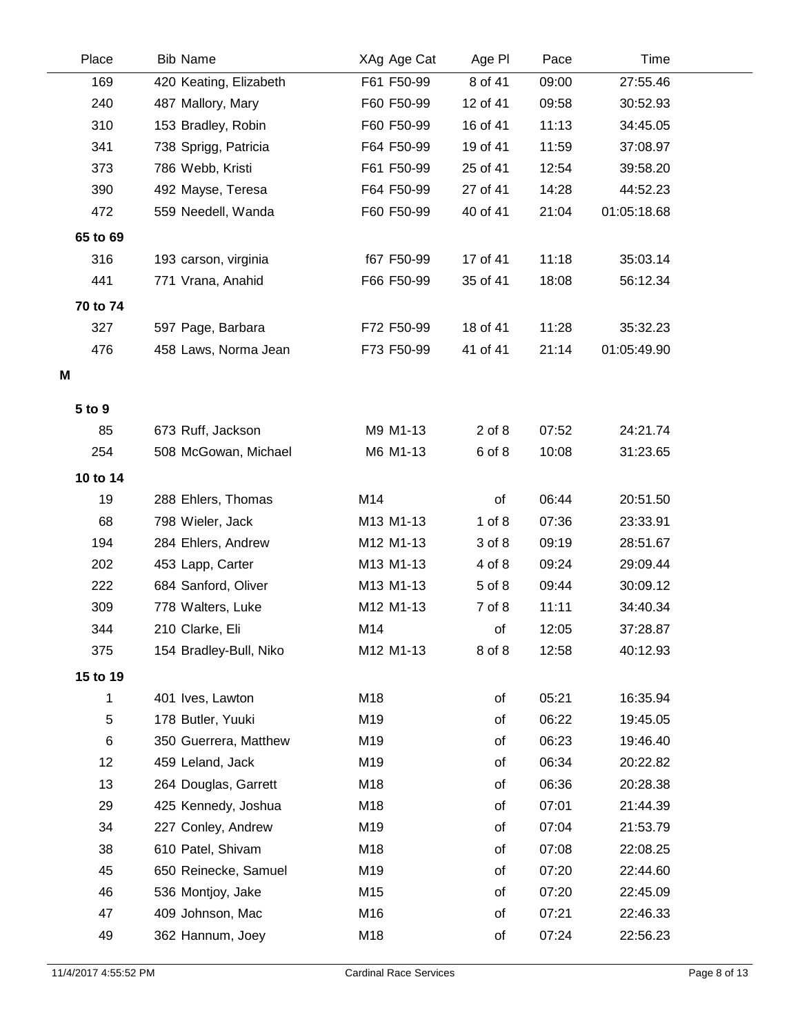| Place | Bib | Name | XAg | Age Cat | Age Pl | Pace | Time |
|---|---|---|---|---|---|---|---|
| 169 | 420 | Keating, Elizabeth | F61 | F50-99 | 8 of 41 | 09:00 | 27:55.46 |
| 240 | 487 | Mallory, Mary | F60 | F50-99 | 12 of 41 | 09:58 | 30:52.93 |
| 310 | 153 | Bradley, Robin | F60 | F50-99 | 16 of 41 | 11:13 | 34:45.05 |
| 341 | 738 | Sprigg, Patricia | F64 | F50-99 | 19 of 41 | 11:59 | 37:08.97 |
| 373 | 786 | Webb, Kristi | F61 | F50-99 | 25 of 41 | 12:54 | 39:58.20 |
| 390 | 492 | Mayse, Teresa | F64 | F50-99 | 27 of 41 | 14:28 | 44:52.23 |
| 472 | 559 | Needell, Wanda | F60 | F50-99 | 40 of 41 | 21:04 | 01:05:18.68 |
| **65 to 69** | | | | | | | |
| 316 | 193 | carson, virginia | f67 | F50-99 | 17 of 41 | 11:18 | 35:03.14 |
| 441 | 771 | Vrana, Anahid | F66 | F50-99 | 35 of 41 | 18:08 | 56:12.34 |
| **70 to 74** | | | | | | | |
| 327 | 597 | Page, Barbara | F72 | F50-99 | 18 of 41 | 11:28 | 35:32.23 |
| 476 | 458 | Laws, Norma Jean | F73 | F50-99 | 41 of 41 | 21:14 | 01:05:49.90 |
| **M** | | | | | | | |
| **5 to 9** | | | | | | | |
| 85 | 673 | Ruff, Jackson | M9 | M1-13 | 2 of 8 | 07:52 | 24:21.74 |
| 254 | 508 | McGowan, Michael | M6 | M1-13 | 6 of 8 | 10:08 | 31:23.65 |
| **10 to 14** | | | | | | | |
| 19 | 288 | Ehlers, Thomas | M14 | | of | 06:44 | 20:51.50 |
| 68 | 798 | Wieler, Jack | M13 | M1-13 | 1 of 8 | 07:36 | 23:33.91 |
| 194 | 284 | Ehlers, Andrew | M12 | M1-13 | 3 of 8 | 09:19 | 28:51.67 |
| 202 | 453 | Lapp, Carter | M13 | M1-13 | 4 of 8 | 09:24 | 29:09.44 |
| 222 | 684 | Sanford, Oliver | M13 | M1-13 | 5 of 8 | 09:44 | 30:09.12 |
| 309 | 778 | Walters, Luke | M12 | M1-13 | 7 of 8 | 11:11 | 34:40.34 |
| 344 | 210 | Clarke, Eli | M14 | | of | 12:05 | 37:28.87 |
| 375 | 154 | Bradley-Bull, Niko | M12 | M1-13 | 8 of 8 | 12:58 | 40:12.93 |
| **15 to 19** | | | | | | | |
| 1 | 401 | Ives, Lawton | M18 | | of | 05:21 | 16:35.94 |
| 5 | 178 | Butler, Yuuki | M19 | | of | 06:22 | 19:45.05 |
| 6 | 350 | Guerrera, Matthew | M19 | | of | 06:23 | 19:46.40 |
| 12 | 459 | Leland, Jack | M19 | | of | 06:34 | 20:22.82 |
| 13 | 264 | Douglas, Garrett | M18 | | of | 06:36 | 20:28.38 |
| 29 | 425 | Kennedy, Joshua | M18 | | of | 07:01 | 21:44.39 |
| 34 | 227 | Conley, Andrew | M19 | | of | 07:04 | 21:53.79 |
| 38 | 610 | Patel, Shivam | M18 | | of | 07:08 | 22:08.25 |
| 45 | 650 | Reinecke, Samuel | M19 | | of | 07:20 | 22:44.60 |
| 46 | 536 | Montjoy, Jake | M15 | | of | 07:20 | 22:45.09 |
| 47 | 409 | Johnson, Mac | M16 | | of | 07:21 | 22:46.33 |
| 49 | 362 | Hannum, Joey | M18 | | of | 07:24 | 22:56.23 |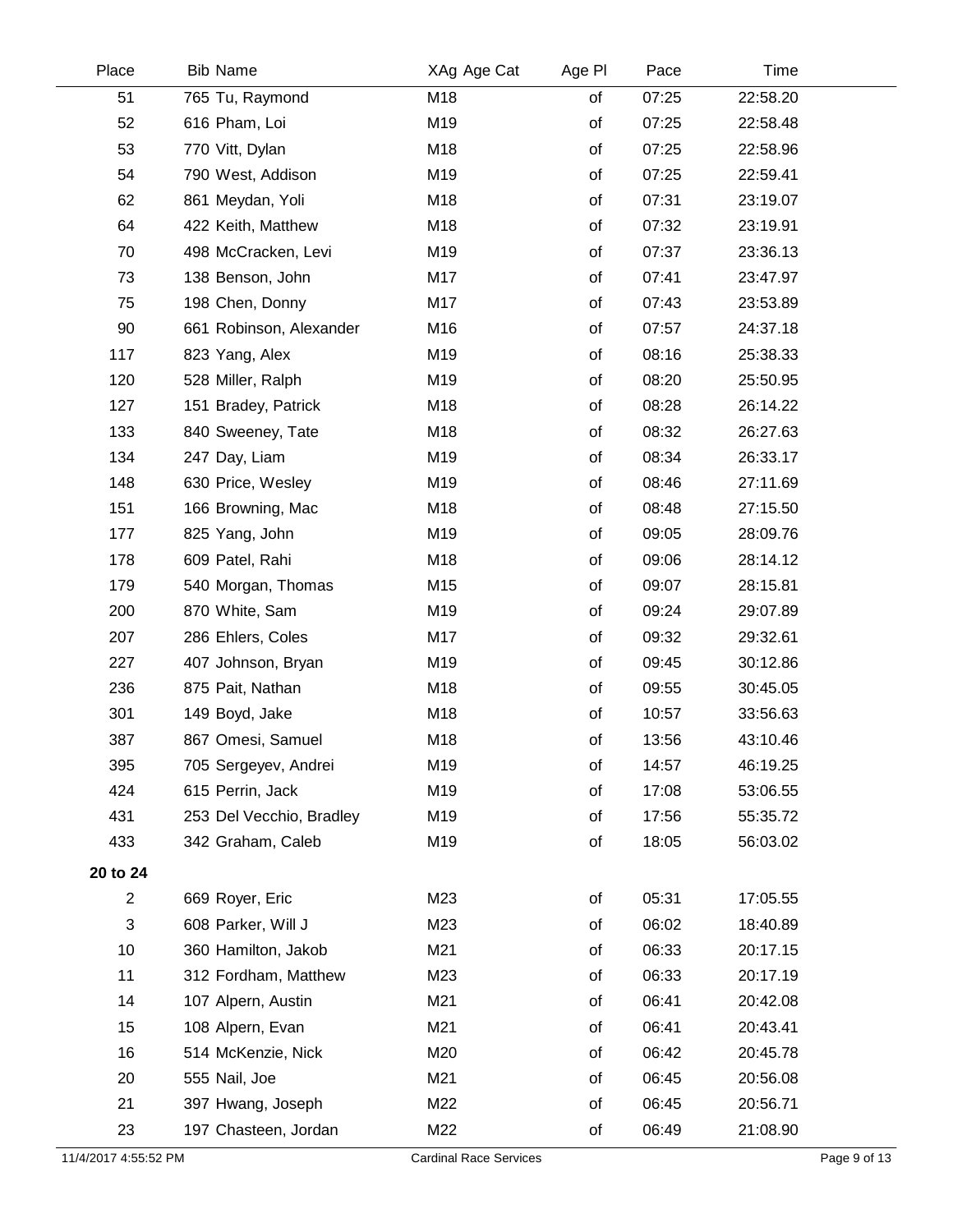| Place | Bib | Name | XAg | Age Cat | Age Pl | Pace | Time |
|---|---|---|---|---|---|---|---|
| 51 | 765 | Tu, Raymond | M18 | | of | 07:25 | 22:58.20 |
| 52 | 616 | Pham, Loi | M19 | | of | 07:25 | 22:58.48 |
| 53 | 770 | Vitt, Dylan | M18 | | of | 07:25 | 22:58.96 |
| 54 | 790 | West, Addison | M19 | | of | 07:25 | 22:59.41 |
| 62 | 861 | Meydan, Yoli | M18 | | of | 07:31 | 23:19.07 |
| 64 | 422 | Keith, Matthew | M18 | | of | 07:32 | 23:19.91 |
| 70 | 498 | McCracken, Levi | M19 | | of | 07:37 | 23:36.13 |
| 73 | 138 | Benson, John | M17 | | of | 07:41 | 23:47.97 |
| 75 | 198 | Chen, Donny | M17 | | of | 07:43 | 23:53.89 |
| 90 | 661 | Robinson, Alexander | M16 | | of | 07:57 | 24:37.18 |
| 117 | 823 | Yang, Alex | M19 | | of | 08:16 | 25:38.33 |
| 120 | 528 | Miller, Ralph | M19 | | of | 08:20 | 25:50.95 |
| 127 | 151 | Bradey, Patrick | M18 | | of | 08:28 | 26:14.22 |
| 133 | 840 | Sweeney, Tate | M18 | | of | 08:32 | 26:27.63 |
| 134 | 247 | Day, Liam | M19 | | of | 08:34 | 26:33.17 |
| 148 | 630 | Price, Wesley | M19 | | of | 08:46 | 27:11.69 |
| 151 | 166 | Browning, Mac | M18 | | of | 08:48 | 27:15.50 |
| 177 | 825 | Yang, John | M19 | | of | 09:05 | 28:09.76 |
| 178 | 609 | Patel, Rahi | M18 | | of | 09:06 | 28:14.12 |
| 179 | 540 | Morgan, Thomas | M15 | | of | 09:07 | 28:15.81 |
| 200 | 870 | White, Sam | M19 | | of | 09:24 | 29:07.89 |
| 207 | 286 | Ehlers, Coles | M17 | | of | 09:32 | 29:32.61 |
| 227 | 407 | Johnson, Bryan | M19 | | of | 09:45 | 30:12.86 |
| 236 | 875 | Pait, Nathan | M18 | | of | 09:55 | 30:45.05 |
| 301 | 149 | Boyd, Jake | M18 | | of | 10:57 | 33:56.63 |
| 387 | 867 | Omesi, Samuel | M18 | | of | 13:56 | 43:10.46 |
| 395 | 705 | Sergeyev, Andrei | M19 | | of | 14:57 | 46:19.25 |
| 424 | 615 | Perrin, Jack | M19 | | of | 17:08 | 53:06.55 |
| 431 | 253 | Del Vecchio, Bradley | M19 | | of | 17:56 | 55:35.72 |
| 433 | 342 | Graham, Caleb | M19 | | of | 18:05 | 56:03.02 |
| **20 to 24** | | | | | | | |
| 2 | 669 | Royer, Eric | M23 | | of | 05:31 | 17:05.55 |
| 3 | 608 | Parker, Will J | M23 | | of | 06:02 | 18:40.89 |
| 10 | 360 | Hamilton, Jakob | M21 | | of | 06:33 | 20:17.15 |
| 11 | 312 | Fordham, Matthew | M23 | | of | 06:33 | 20:17.19 |
| 14 | 107 | Alpern, Austin | M21 | | of | 06:41 | 20:42.08 |
| 15 | 108 | Alpern, Evan | M21 | | of | 06:41 | 20:43.41 |
| 16 | 514 | McKenzie, Nick | M20 | | of | 06:42 | 20:45.78 |
| 20 | 555 | Nail, Joe | M21 | | of | 06:45 | 20:56.08 |
| 21 | 397 | Hwang, Joseph | M22 | | of | 06:45 | 20:56.71 |
| 23 | 197 | Chasteen, Jordan | M22 | | of | 06:49 | 21:08.90 |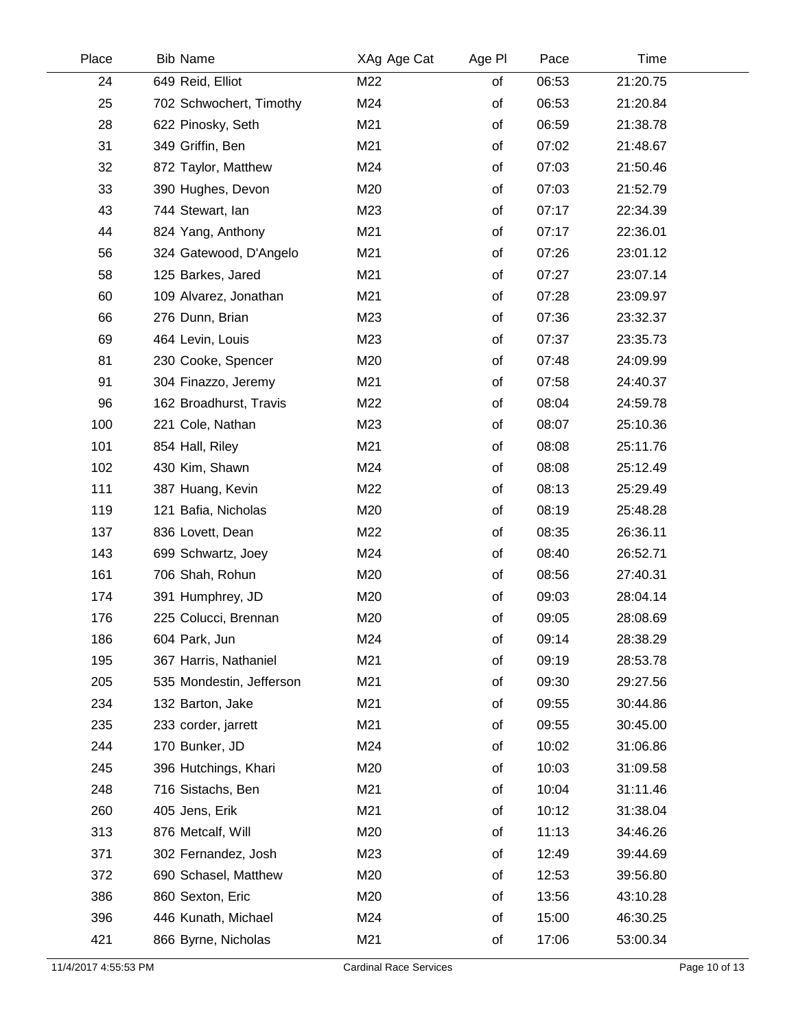| Place | Bib | Name | XAg | Age Cat | Age Pl | Pace | Time |
|---|---|---|---|---|---|---|---|
| 24 | 649 | Reid, Elliot | M22 | | of | 06:53 | 21:20.75 |
| 25 | 702 | Schwochert, Timothy | M24 | | of | 06:53 | 21:20.84 |
| 28 | 622 | Pinosky, Seth | M21 | | of | 06:59 | 21:38.78 |
| 31 | 349 | Griffin, Ben | M21 | | of | 07:02 | 21:48.67 |
| 32 | 872 | Taylor, Matthew | M24 | | of | 07:03 | 21:50.46 |
| 33 | 390 | Hughes, Devon | M20 | | of | 07:03 | 21:52.79 |
| 43 | 744 | Stewart, Ian | M23 | | of | 07:17 | 22:34.39 |
| 44 | 824 | Yang, Anthony | M21 | | of | 07:17 | 22:36.01 |
| 56 | 324 | Gatewood, D'Angelo | M21 | | of | 07:26 | 23:01.12 |
| 58 | 125 | Barkes, Jared | M21 | | of | 07:27 | 23:07.14 |
| 60 | 109 | Alvarez, Jonathan | M21 | | of | 07:28 | 23:09.97 |
| 66 | 276 | Dunn, Brian | M23 | | of | 07:36 | 23:32.37 |
| 69 | 464 | Levin, Louis | M23 | | of | 07:37 | 23:35.73 |
| 81 | 230 | Cooke, Spencer | M20 | | of | 07:48 | 24:09.99 |
| 91 | 304 | Finazzo, Jeremy | M21 | | of | 07:58 | 24:40.37 |
| 96 | 162 | Broadhurst, Travis | M22 | | of | 08:04 | 24:59.78 |
| 100 | 221 | Cole, Nathan | M23 | | of | 08:07 | 25:10.36 |
| 101 | 854 | Hall, Riley | M21 | | of | 08:08 | 25:11.76 |
| 102 | 430 | Kim, Shawn | M24 | | of | 08:08 | 25:12.49 |
| 111 | 387 | Huang, Kevin | M22 | | of | 08:13 | 25:29.49 |
| 119 | 121 | Bafia, Nicholas | M20 | | of | 08:19 | 25:48.28 |
| 137 | 836 | Lovett, Dean | M22 | | of | 08:35 | 26:36.11 |
| 143 | 699 | Schwartz, Joey | M24 | | of | 08:40 | 26:52.71 |
| 161 | 706 | Shah, Rohun | M20 | | of | 08:56 | 27:40.31 |
| 174 | 391 | Humphrey, JD | M20 | | of | 09:03 | 28:04.14 |
| 176 | 225 | Colucci, Brennan | M20 | | of | 09:05 | 28:08.69 |
| 186 | 604 | Park, Jun | M24 | | of | 09:14 | 28:38.29 |
| 195 | 367 | Harris, Nathaniel | M21 | | of | 09:19 | 28:53.78 |
| 205 | 535 | Mondestin, Jefferson | M21 | | of | 09:30 | 29:27.56 |
| 234 | 132 | Barton, Jake | M21 | | of | 09:55 | 30:44.86 |
| 235 | 233 | corder, jarrett | M21 | | of | 09:55 | 30:45.00 |
| 244 | 170 | Bunker, JD | M24 | | of | 10:02 | 31:06.86 |
| 245 | 396 | Hutchings, Khari | M20 | | of | 10:03 | 31:09.58 |
| 248 | 716 | Sistachs, Ben | M21 | | of | 10:04 | 31:11.46 |
| 260 | 405 | Jens, Erik | M21 | | of | 10:12 | 31:38.04 |
| 313 | 876 | Metcalf, Will | M20 | | of | 11:13 | 34:46.26 |
| 371 | 302 | Fernandez, Josh | M23 | | of | 12:49 | 39:44.69 |
| 372 | 690 | Schasel, Matthew | M20 | | of | 12:53 | 39:56.80 |
| 386 | 860 | Sexton, Eric | M20 | | of | 13:56 | 43:10.28 |
| 396 | 446 | Kunath, Michael | M24 | | of | 15:00 | 46:30.25 |
| 421 | 866 | Byrne, Nicholas | M21 | | of | 17:06 | 53:00.34 |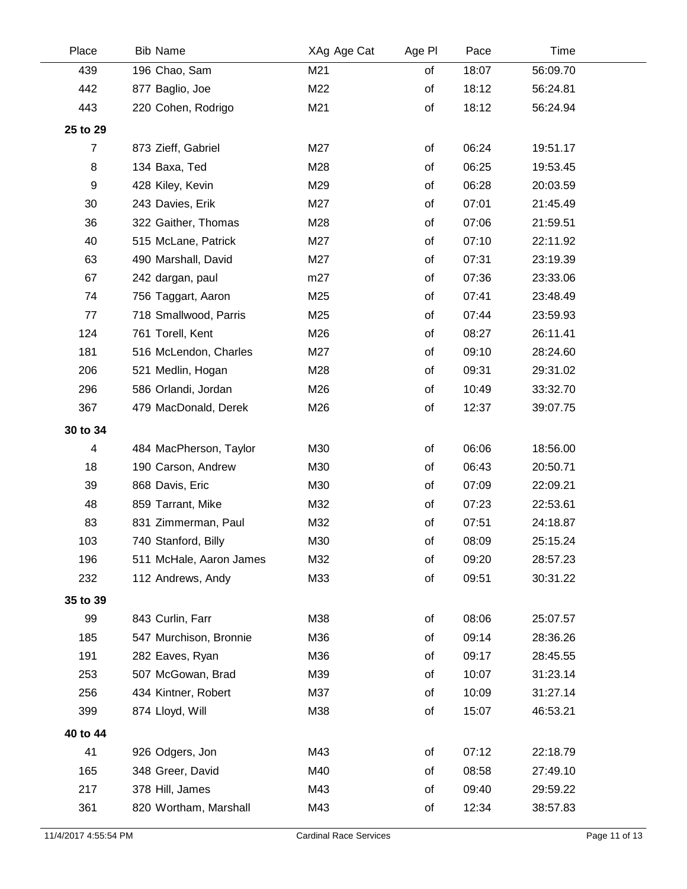| Place | Bib | Name | XAg Age Cat | Age Pl | Pace | Time |
|---|---|---|---|---|---|---|
| 439 | 196 | Chao, Sam | M21 | of | 18:07 | 56:09.70 |
| 442 | 877 | Baglio, Joe | M22 | of | 18:12 | 56:24.81 |
| 443 | 220 | Cohen, Rodrigo | M21 | of | 18:12 | 56:24.94 |
| **25 to 29** | | | | | | |
| 7 | 873 | Zieff, Gabriel | M27 | of | 06:24 | 19:51.17 |
| 8 | 134 | Baxa, Ted | M28 | of | 06:25 | 19:53.45 |
| 9 | 428 | Kiley, Kevin | M29 | of | 06:28 | 20:03.59 |
| 30 | 243 | Davies, Erik | M27 | of | 07:01 | 21:45.49 |
| 36 | 322 | Gaither, Thomas | M28 | of | 07:06 | 21:59.51 |
| 40 | 515 | McLane, Patrick | M27 | of | 07:10 | 22:11.92 |
| 63 | 490 | Marshall, David | M27 | of | 07:31 | 23:19.39 |
| 67 | 242 | dargan, paul | m27 | of | 07:36 | 23:33.06 |
| 74 | 756 | Taggart, Aaron | M25 | of | 07:41 | 23:48.49 |
| 77 | 718 | Smallwood, Parris | M25 | of | 07:44 | 23:59.93 |
| 124 | 761 | Torell, Kent | M26 | of | 08:27 | 26:11.41 |
| 181 | 516 | McLendon, Charles | M27 | of | 09:10 | 28:24.60 |
| 206 | 521 | Medlin, Hogan | M28 | of | 09:31 | 29:31.02 |
| 296 | 586 | Orlandi, Jordan | M26 | of | 10:49 | 33:32.70 |
| 367 | 479 | MacDonald, Derek | M26 | of | 12:37 | 39:07.75 |
| **30 to 34** | | | | | | |
| 4 | 484 | MacPherson, Taylor | M30 | of | 06:06 | 18:56.00 |
| 18 | 190 | Carson, Andrew | M30 | of | 06:43 | 20:50.71 |
| 39 | 868 | Davis, Eric | M30 | of | 07:09 | 22:09.21 |
| 48 | 859 | Tarrant, Mike | M32 | of | 07:23 | 22:53.61 |
| 83 | 831 | Zimmerman, Paul | M32 | of | 07:51 | 24:18.87 |
| 103 | 740 | Stanford, Billy | M30 | of | 08:09 | 25:15.24 |
| 196 | 511 | McHale, Aaron James | M32 | of | 09:20 | 28:57.23 |
| 232 | 112 | Andrews, Andy | M33 | of | 09:51 | 30:31.22 |
| **35 to 39** | | | | | | |
| 99 | 843 | Curlin, Farr | M38 | of | 08:06 | 25:07.57 |
| 185 | 547 | Murchison, Bronnie | M36 | of | 09:14 | 28:36.26 |
| 191 | 282 | Eaves, Ryan | M36 | of | 09:17 | 28:45.55 |
| 253 | 507 | McGowan, Brad | M39 | of | 10:07 | 31:23.14 |
| 256 | 434 | Kintner, Robert | M37 | of | 10:09 | 31:27.14 |
| 399 | 874 | Lloyd, Will | M38 | of | 15:07 | 46:53.21 |
| **40 to 44** | | | | | | |
| 41 | 926 | Odgers, Jon | M43 | of | 07:12 | 22:18.79 |
| 165 | 348 | Greer, David | M40 | of | 08:58 | 27:49.10 |
| 217 | 378 | Hill, James | M43 | of | 09:40 | 29:59.22 |
| 361 | 820 | Wortham, Marshall | M43 | of | 12:34 | 38:57.83 |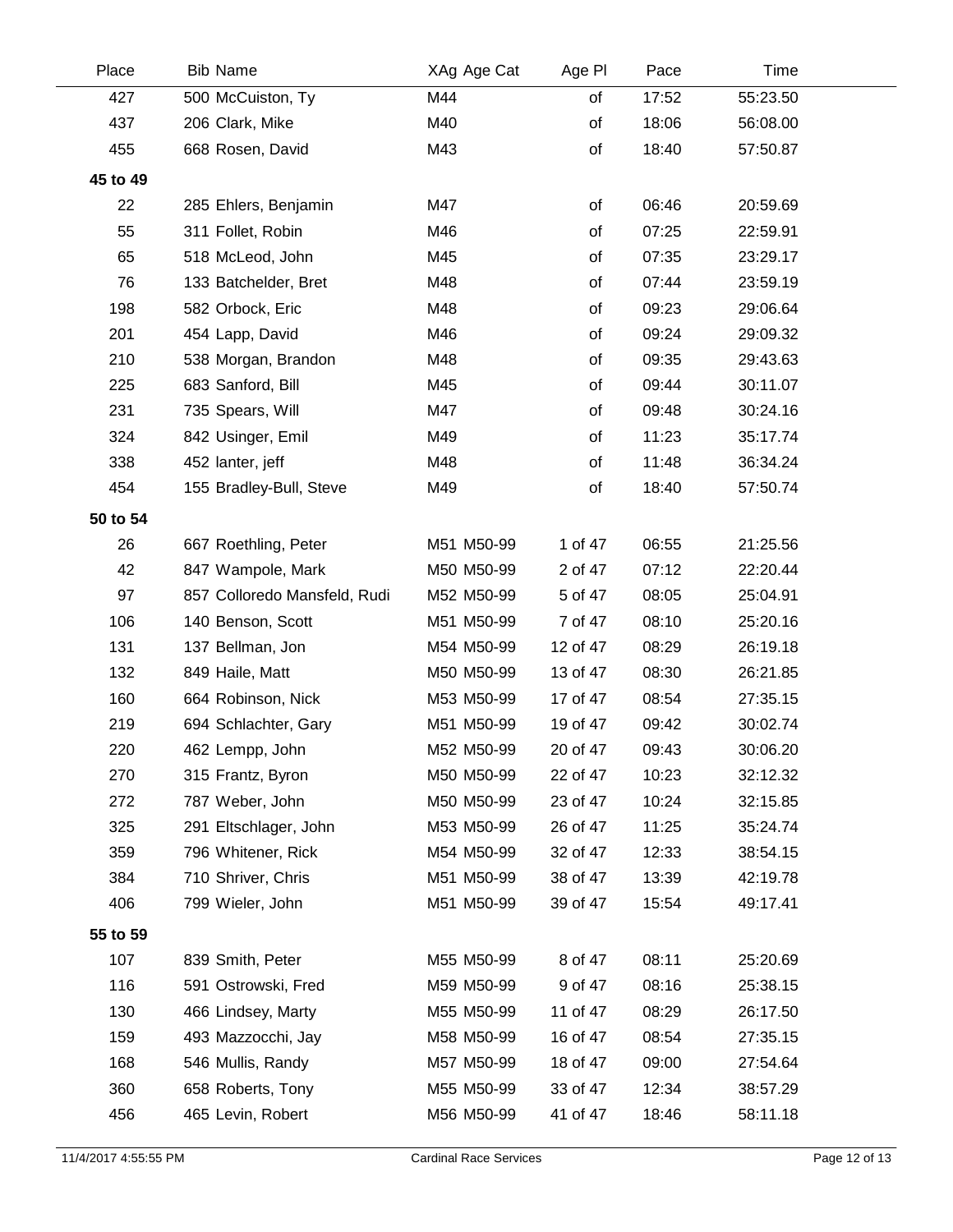| Place | Bib | Name | XAg | Age Cat | Age Pl | Pace | Time |
|---|---|---|---|---|---|---|---|
| 427 | 500 | McCuiston, Ty | M44 | | of | 17:52 | 55:23.50 |
| 437 | 206 | Clark, Mike | M40 | | of | 18:06 | 56:08.00 |
| 455 | 668 | Rosen, David | M43 | | of | 18:40 | 57:50.87 |
| **45 to 49** | | | | | | | |
| 22 | 285 | Ehlers, Benjamin | M47 | | of | 06:46 | 20:59.69 |
| 55 | 311 | Follet, Robin | M46 | | of | 07:25 | 22:59.91 |
| 65 | 518 | McLeod, John | M45 | | of | 07:35 | 23:29.17 |
| 76 | 133 | Batchelder, Bret | M48 | | of | 07:44 | 23:59.19 |
| 198 | 582 | Orbock, Eric | M48 | | of | 09:23 | 29:06.64 |
| 201 | 454 | Lapp, David | M46 | | of | 09:24 | 29:09.32 |
| 210 | 538 | Morgan, Brandon | M48 | | of | 09:35 | 29:43.63 |
| 225 | 683 | Sanford, Bill | M45 | | of | 09:44 | 30:11.07 |
| 231 | 735 | Spears, Will | M47 | | of | 09:48 | 30:24.16 |
| 324 | 842 | Usinger, Emil | M49 | | of | 11:23 | 35:17.74 |
| 338 | 452 | lanter, jeff | M48 | | of | 11:48 | 36:34.24 |
| 454 | 155 | Bradley-Bull, Steve | M49 | | of | 18:40 | 57:50.74 |
| **50 to 54** | | | | | | | |
| 26 | 667 | Roethling, Peter | M51 | M50-99 | 1 of 47 | 06:55 | 21:25.56 |
| 42 | 847 | Wampole, Mark | M50 | M50-99 | 2 of 47 | 07:12 | 22:20.44 |
| 97 | 857 | Colloredo Mansfeld, Rudi | M52 | M50-99 | 5 of 47 | 08:05 | 25:04.91 |
| 106 | 140 | Benson, Scott | M51 | M50-99 | 7 of 47 | 08:10 | 25:20.16 |
| 131 | 137 | Bellman, Jon | M54 | M50-99 | 12 of 47 | 08:29 | 26:19.18 |
| 132 | 849 | Haile, Matt | M50 | M50-99 | 13 of 47 | 08:30 | 26:21.85 |
| 160 | 664 | Robinson, Nick | M53 | M50-99 | 17 of 47 | 08:54 | 27:35.15 |
| 219 | 694 | Schlachter, Gary | M51 | M50-99 | 19 of 47 | 09:42 | 30:02.74 |
| 220 | 462 | Lempp, John | M52 | M50-99 | 20 of 47 | 09:43 | 30:06.20 |
| 270 | 315 | Frantz, Byron | M50 | M50-99 | 22 of 47 | 10:23 | 32:12.32 |
| 272 | 787 | Weber, John | M50 | M50-99 | 23 of 47 | 10:24 | 32:15.85 |
| 325 | 291 | Eltschlager, John | M53 | M50-99 | 26 of 47 | 11:25 | 35:24.74 |
| 359 | 796 | Whitener, Rick | M54 | M50-99 | 32 of 47 | 12:33 | 38:54.15 |
| 384 | 710 | Shriver, Chris | M51 | M50-99 | 38 of 47 | 13:39 | 42:19.78 |
| 406 | 799 | Wieler, John | M51 | M50-99 | 39 of 47 | 15:54 | 49:17.41 |
| **55 to 59** | | | | | | | |
| 107 | 839 | Smith, Peter | M55 | M50-99 | 8 of 47 | 08:11 | 25:20.69 |
| 116 | 591 | Ostrowski, Fred | M59 | M50-99 | 9 of 47 | 08:16 | 25:38.15 |
| 130 | 466 | Lindsey, Marty | M55 | M50-99 | 11 of 47 | 08:29 | 26:17.50 |
| 159 | 493 | Mazzocchi, Jay | M58 | M50-99 | 16 of 47 | 08:54 | 27:35.15 |
| 168 | 546 | Mullis, Randy | M57 | M50-99 | 18 of 47 | 09:00 | 27:54.64 |
| 360 | 658 | Roberts, Tony | M55 | M50-99 | 33 of 47 | 12:34 | 38:57.29 |
| 456 | 465 | Levin, Robert | M56 | M50-99 | 41 of 47 | 18:46 | 58:11.18 |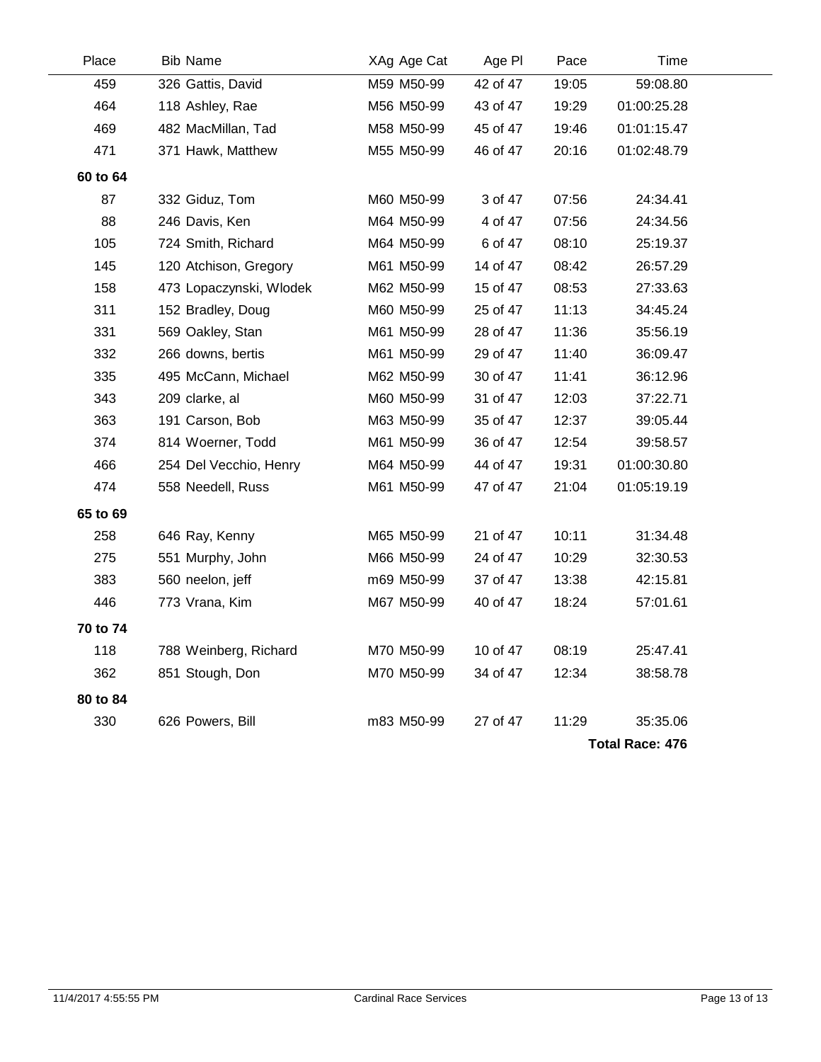| Place | Bib | Name | XAg | Age Cat | Age Pl | Pace | Time |
|---|---|---|---|---|---|---|---|
| 459 | 326 | Gattis, David | M59 | M50-99 | 42 of 47 | 19:05 | 59:08.80 |
| 464 | 118 | Ashley, Rae | M56 | M50-99 | 43 of 47 | 19:29 | 01:00:25.28 |
| 469 | 482 | MacMillan, Tad | M58 | M50-99 | 45 of 47 | 19:46 | 01:01:15.47 |
| 471 | 371 | Hawk, Matthew | M55 | M50-99 | 46 of 47 | 20:16 | 01:02:48.79 |
| **60 to 64** | | | | | | | |
| 87 | 332 | Giduz, Tom | M60 | M50-99 | 3 of 47 | 07:56 | 24:34.41 |
| 88 | 246 | Davis, Ken | M64 | M50-99 | 4 of 47 | 07:56 | 24:34.56 |
| 105 | 724 | Smith, Richard | M64 | M50-99 | 6 of 47 | 08:10 | 25:19.37 |
| 145 | 120 | Atchison, Gregory | M61 | M50-99 | 14 of 47 | 08:42 | 26:57.29 |
| 158 | 473 | Lopaczynski, Wlodek | M62 | M50-99 | 15 of 47 | 08:53 | 27:33.63 |
| 311 | 152 | Bradley, Doug | M60 | M50-99 | 25 of 47 | 11:13 | 34:45.24 |
| 331 | 569 | Oakley, Stan | M61 | M50-99 | 28 of 47 | 11:36 | 35:56.19 |
| 332 | 266 | downs, bertis | M61 | M50-99 | 29 of 47 | 11:40 | 36:09.47 |
| 335 | 495 | McCann, Michael | M62 | M50-99 | 30 of 47 | 11:41 | 36:12.96 |
| 343 | 209 | clarke, al | M60 | M50-99 | 31 of 47 | 12:03 | 37:22.71 |
| 363 | 191 | Carson, Bob | M63 | M50-99 | 35 of 47 | 12:37 | 39:05.44 |
| 374 | 814 | Woerner, Todd | M61 | M50-99 | 36 of 47 | 12:54 | 39:58.57 |
| 466 | 254 | Del Vecchio, Henry | M64 | M50-99 | 44 of 47 | 19:31 | 01:00:30.80 |
| 474 | 558 | Needell, Russ | M61 | M50-99 | 47 of 47 | 21:04 | 01:05:19.19 |
| **65 to 69** | | | | | | | |
| 258 | 646 | Ray, Kenny | M65 | M50-99 | 21 of 47 | 10:11 | 31:34.48 |
| 275 | 551 | Murphy, John | M66 | M50-99 | 24 of 47 | 10:29 | 32:30.53 |
| 383 | 560 | neelon, jeff | m69 | M50-99 | 37 of 47 | 13:38 | 42:15.81 |
| 446 | 773 | Vrana, Kim | M67 | M50-99 | 40 of 47 | 18:24 | 57:01.61 |
| **70 to 74** | | | | | | | |
| 118 | 788 | Weinberg, Richard | M70 | M50-99 | 10 of 47 | 08:19 | 25:47.41 |
| 362 | 851 | Stough, Don | M70 | M50-99 | 34 of 47 | 12:34 | 38:58.78 |
| **80 to 84** | | | | | | | |
| 330 | 626 | Powers, Bill | m83 | M50-99 | 27 of 47 | 11:29 | 35:35.06 |

**Total Race: 476**